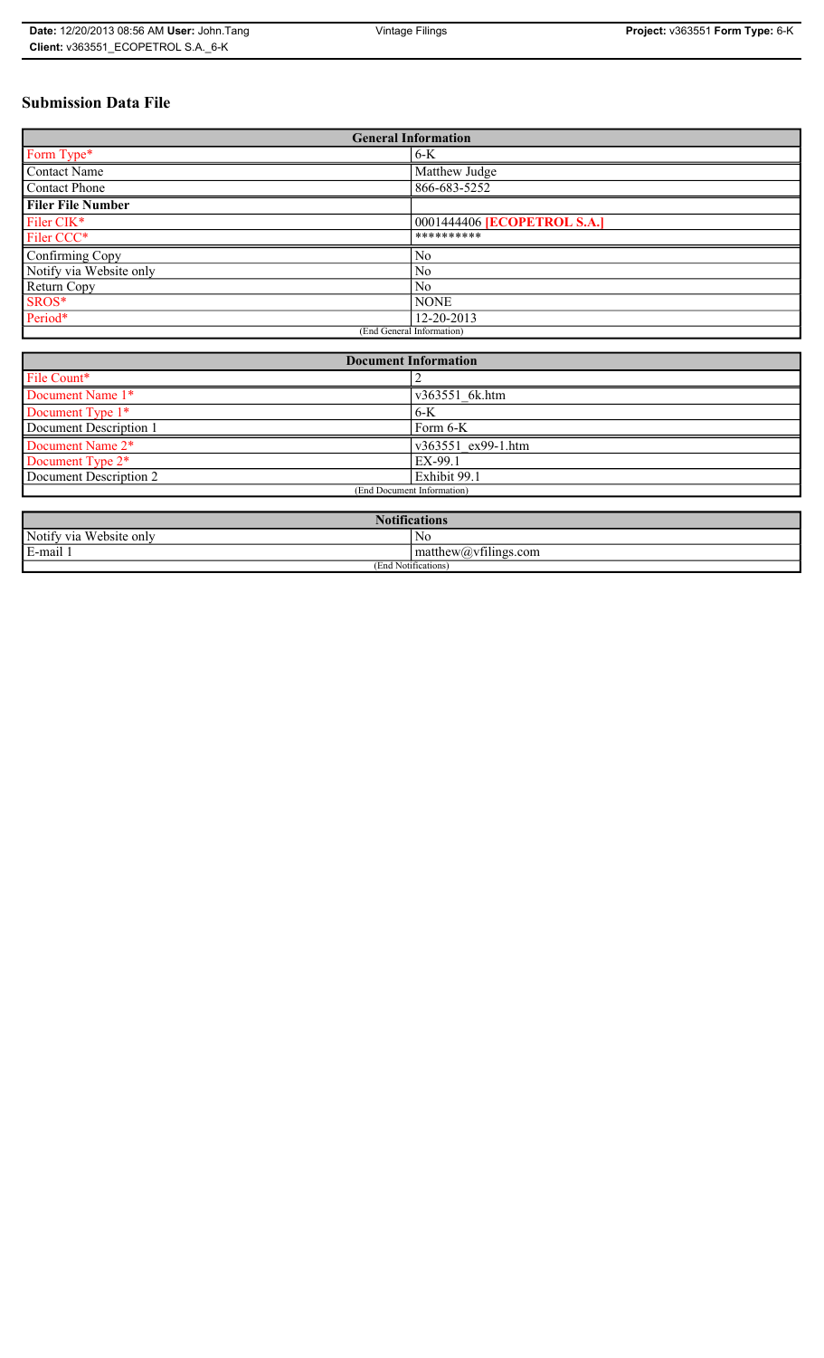# Submission Data File

| General Information | |
|---|---|
| Form Type* | 6-K |
| Contact Name | Matthew Judge |
| Contact Phone | 866-683-5252 |
| **Filer File Number** | |
| Filer CIK* | 0001444406 **[ECOPETROL S.A.]** |
| Filer CCC* | ********** |
| Confirming Copy | No |
| Notify via Website only | No |
| Return Copy | No |
| SROS* | NONE |
| Period* | 12-20-2013 |
| (End General Information) | |

| Document Information | |
|---|---|
| File Count* | 2 |
| Document Name 1* | v363551_6k.htm |
| Document Type 1* | 6-K |
| Document Description 1 | Form 6-K |
| Document Name 2* | v363551_ex99-1.htm |
| Document Type 2* | EX-99.1 |
| Document Description 2 | Exhibit 99.1 |
| (End Document Information) | |

| Notifications | |
|---|---|
| Notify via Website only | No |
| E-mail 1 | matthew@vfilings.com |
| (End Notifications) | |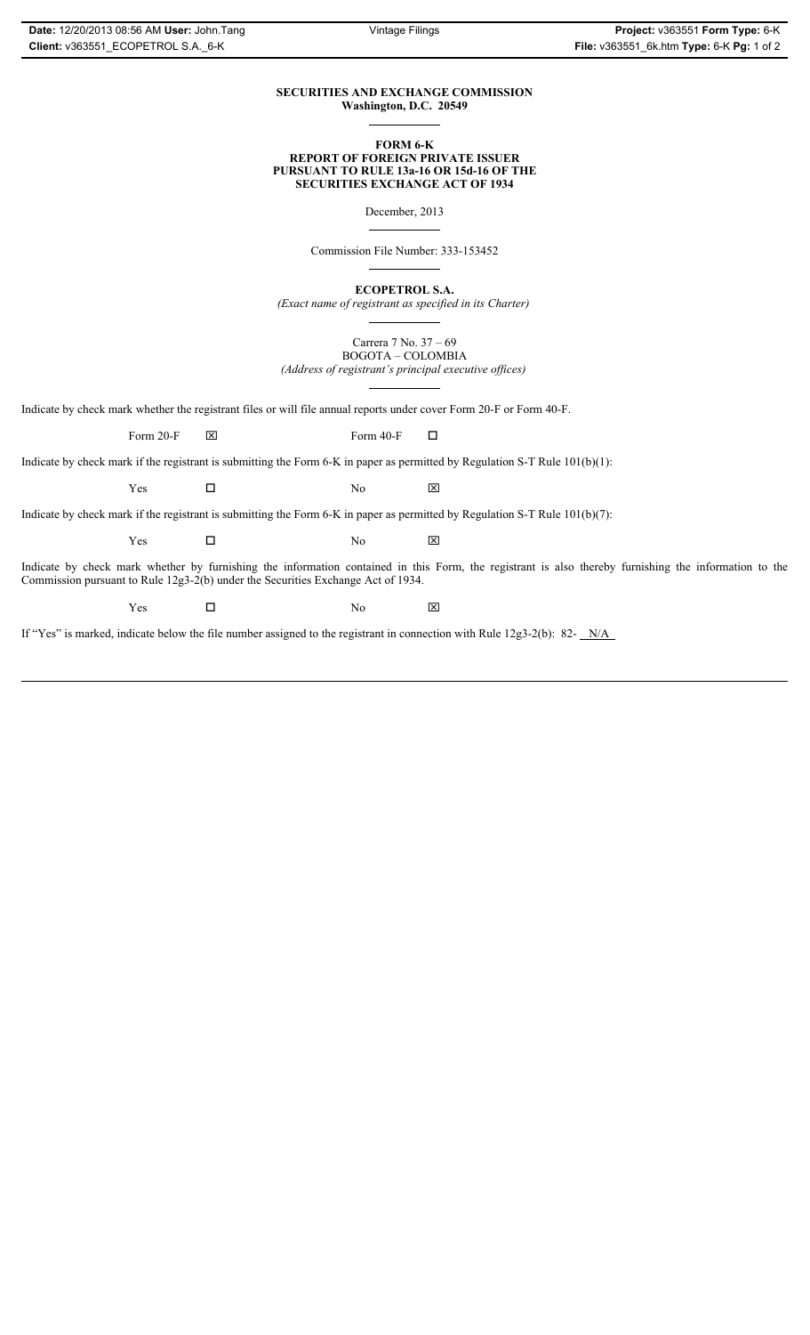**SECURITIES AND EXCHANGE COMMISSION**
**Washington, D.C. 20549**

**FORM 6-K**
**REPORT OF FOREIGN PRIVATE ISSUER**
**PURSUANT TO RULE 13a-16 OR 15d-16 OF THE**
**SECURITIES EXCHANGE ACT OF 1934**

December, 2013

Commission File Number: 333-153452

**ECOPETROL S.A.**
*(Exact name of registrant as specified in its Charter)*

Carrera 7 No. 37 – 69
BOGOTA – COLOMBIA
*(Address of registrant's principal executive offices)*

Indicate by check mark whether the registrant files or will file annual reports under cover Form 20-F or Form 40-F.

Form 20-F ☒ Form 40-F ☐

Indicate by check mark if the registrant is submitting the Form 6-K in paper as permitted by Regulation S-T Rule 101(b)(1):

Yes ☐ No ☒

Indicate by check mark if the registrant is submitting the Form 6-K in paper as permitted by Regulation S-T Rule 101(b)(7):

Yes ☐ No ☒

Indicate by check mark whether by furnishing the information contained in this Form, the registrant is also thereby furnishing the information to the Commission pursuant to Rule 12g3-2(b) under the Securities Exchange Act of 1934.

Yes ☐ No ☒

If "Yes" is marked, indicate below the file number assigned to the registrant in connection with Rule 12g3-2(b): 82- N/A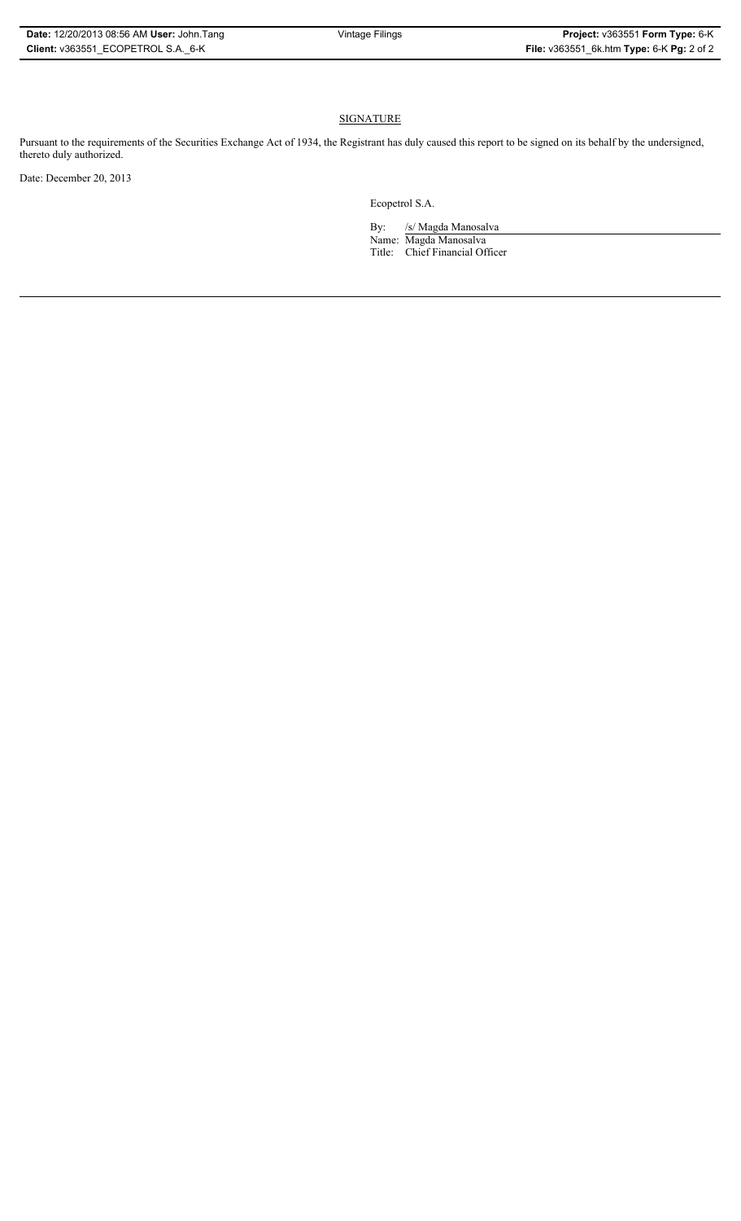## SIGNATURE

Pursuant to the requirements of the Securities Exchange Act of 1934, the Registrant has duly caused this report to be signed on its behalf by the undersigned, thereto duly authorized.

Date: December 20, 2013

Ecopetrol S.A.

By: /s/ Magda Manosalva

Name: Magda Manosalva

Title: Chief Financial Officer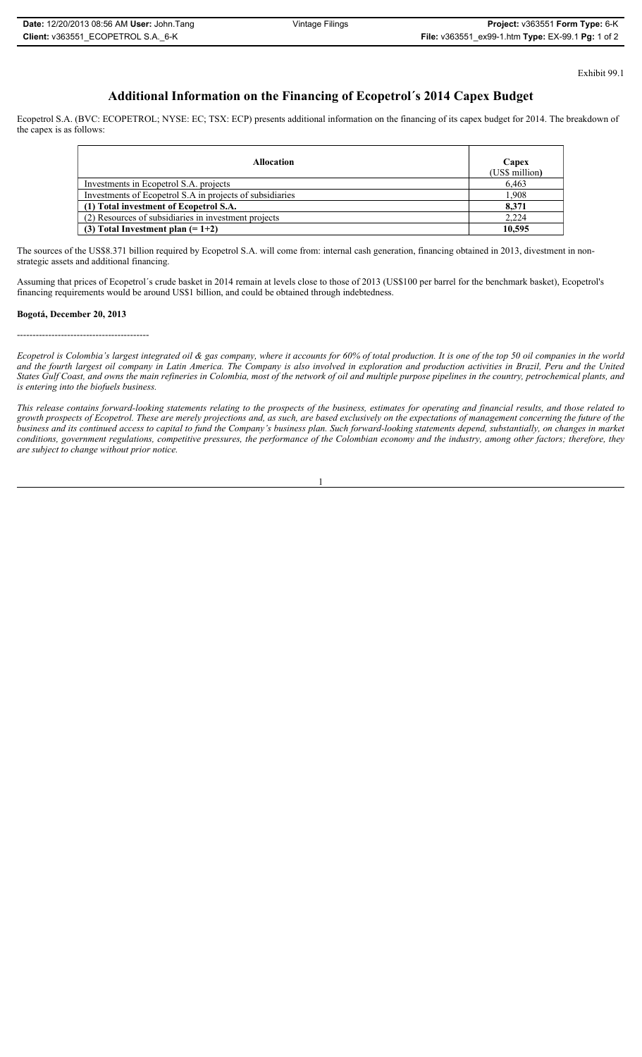Exhibit 99.1

# Additional Information on the Financing of Ecopetrol´s 2014 Capex Budget

Ecopetrol S.A. (BVC: ECOPETROL; NYSE: EC; TSX: ECP) presents additional information on the financing of its capex budget for 2014. The breakdown of the capex is as follows:

| Allocation | Capex (US$ million) |
|---|---|
| Investments in Ecopetrol S.A. projects | 6,463 |
| Investments of Ecopetrol S.A in projects of subsidiaries | 1,908 |
| **(1) Total investment of Ecopetrol S.A.** | **8,371** |
| (2) Resources of subsidiaries in investment projects | 2,224 |
| **(3) Total Investment plan (= 1+2)** | **10,595** |

The sources of the US$8.371 billion required by Ecopetrol S.A. will come from: internal cash generation, financing obtained in 2013, divestment in non-strategic assets and additional financing.

Assuming that prices of Ecopetrol´s crude basket in 2014 remain at levels close to those of 2013 (US$100 per barrel for the benchmark basket), Ecopetrol's financing requirements would be around US$1 billion, and could be obtained through indebtedness.

**Bogotá, December 20, 2013**

------------------------------------------

*Ecopetrol is Colombia's largest integrated oil & gas company, where it accounts for 60% of total production. It is one of the top 50 oil companies in the world and the fourth largest oil company in Latin America. The Company is also involved in exploration and production activities in Brazil, Peru and the United States Gulf Coast, and owns the main refineries in Colombia, most of the network of oil and multiple purpose pipelines in the country, petrochemical plants, and is entering into the biofuels business.*

*This release contains forward-looking statements relating to the prospects of the business, estimates for operating and financial results, and those related to growth prospects of Ecopetrol. These are merely projections and, as such, are based exclusively on the expectations of management concerning the future of the business and its continued access to capital to fund the Company's business plan. Such forward-looking statements depend, substantially, on changes in market conditions, government regulations, competitive pressures, the performance of the Colombian economy and the industry, among other factors; therefore, they are subject to change without prior notice.*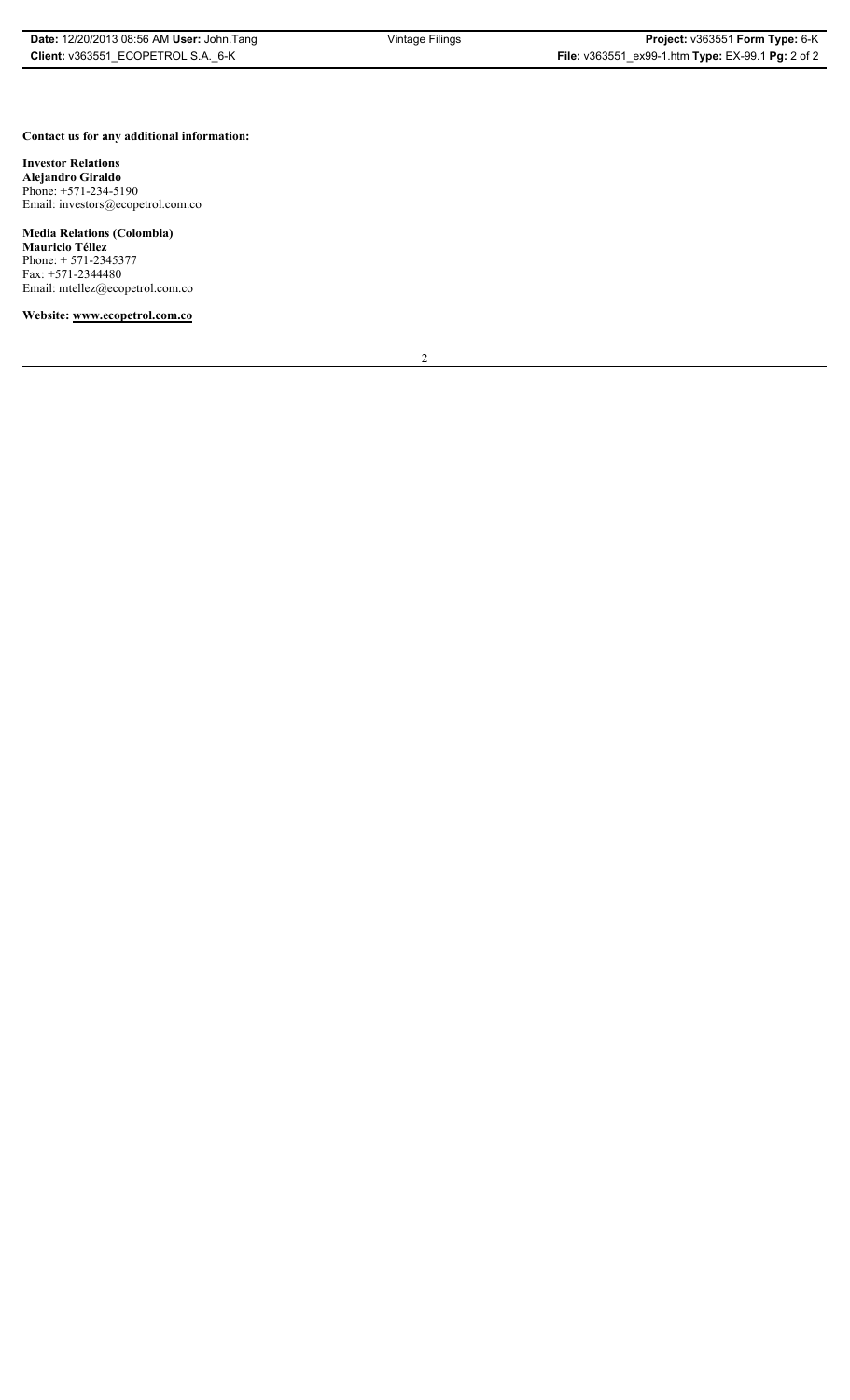**Contact us for any additional information:**

**Investor Relations**
**Alejandro Giraldo**
Phone: +571-234-5190
Email: investors@ecopetrol.com.co

**Media Relations (Colombia)**
**Mauricio Téllez**
Phone: + 571-2345377
Fax: +571-2344480
Email: mtellez@ecopetrol.com.co

**Website: www.ecopetrol.com.co**